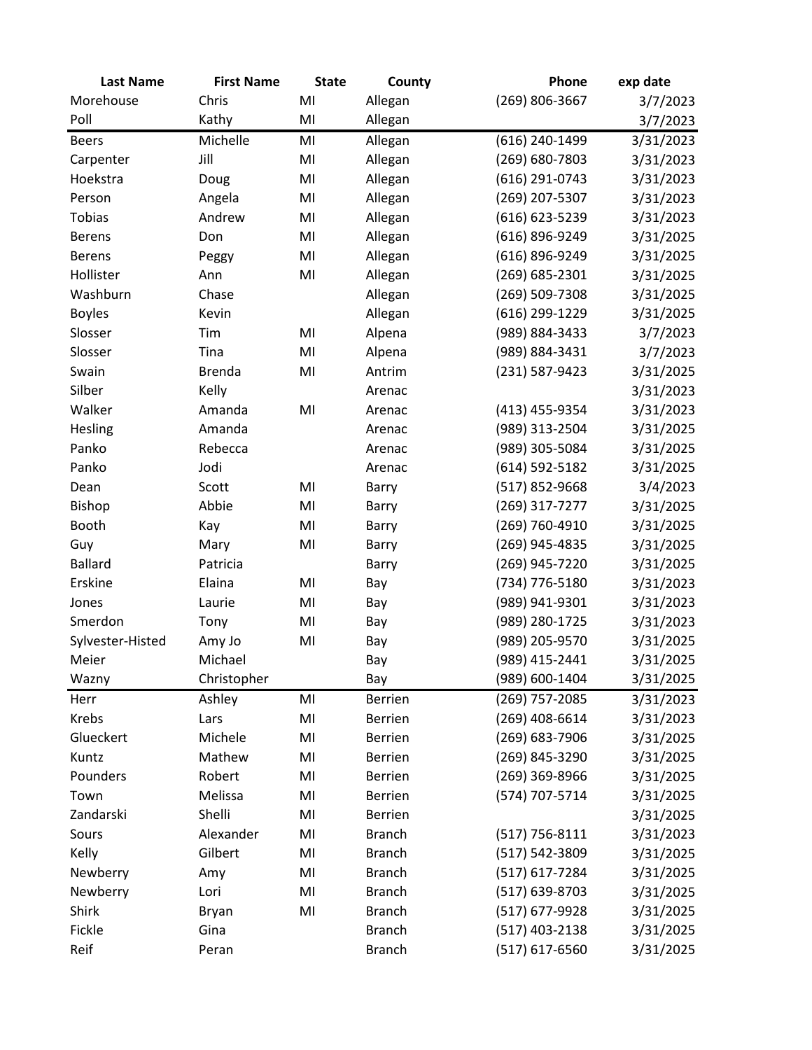| Last Name | First Name | State | County | Phone | exp date |
|---|---|---|---|---|---|
| Morehouse | Chris | MI | Allegan | (269) 806-3667 | 3/7/2023 |
| Poll | Kathy | MI | Allegan | | 3/7/2023 |
| Beers | Michelle | MI | Allegan | (616) 240-1499 | 3/31/2023 |
| Carpenter | Jill | MI | Allegan | (269) 680-7803 | 3/31/2023 |
| Hoekstra | Doug | MI | Allegan | (616) 291-0743 | 3/31/2023 |
| Person | Angela | MI | Allegan | (269) 207-5307 | 3/31/2023 |
| Tobias | Andrew | MI | Allegan | (616) 623-5239 | 3/31/2023 |
| Berens | Don | MI | Allegan | (616) 896-9249 | 3/31/2025 |
| Berens | Peggy | MI | Allegan | (616) 896-9249 | 3/31/2025 |
| Hollister | Ann | MI | Allegan | (269) 685-2301 | 3/31/2025 |
| Washburn | Chase | | Allegan | (269) 509-7308 | 3/31/2025 |
| Boyles | Kevin | | Allegan | (616) 299-1229 | 3/31/2025 |
| Slosser | Tim | MI | Alpena | (989) 884-3433 | 3/7/2023 |
| Slosser | Tina | MI | Alpena | (989) 884-3431 | 3/7/2023 |
| Swain | Brenda | MI | Antrim | (231) 587-9423 | 3/31/2025 |
| Silber | Kelly | | Arenac | | 3/31/2023 |
| Walker | Amanda | MI | Arenac | (413) 455-9354 | 3/31/2023 |
| Hesling | Amanda | | Arenac | (989) 313-2504 | 3/31/2025 |
| Panko | Rebecca | | Arenac | (989) 305-5084 | 3/31/2025 |
| Panko | Jodi | | Arenac | (614) 592-5182 | 3/31/2025 |
| Dean | Scott | MI | Barry | (517) 852-9668 | 3/4/2023 |
| Bishop | Abbie | MI | Barry | (269) 317-7277 | 3/31/2025 |
| Booth | Kay | MI | Barry | (269) 760-4910 | 3/31/2025 |
| Guy | Mary | MI | Barry | (269) 945-4835 | 3/31/2025 |
| Ballard | Patricia | | Barry | (269) 945-7220 | 3/31/2025 |
| Erskine | Elaina | MI | Bay | (734) 776-5180 | 3/31/2023 |
| Jones | Laurie | MI | Bay | (989) 941-9301 | 3/31/2023 |
| Smerdon | Tony | MI | Bay | (989) 280-1725 | 3/31/2023 |
| Sylvester-Histed | Amy Jo | MI | Bay | (989) 205-9570 | 3/31/2025 |
| Meier | Michael | | Bay | (989) 415-2441 | 3/31/2025 |
| Wazny | Christopher | | Bay | (989) 600-1404 | 3/31/2025 |
| Herr | Ashley | MI | Berrien | (269) 757-2085 | 3/31/2023 |
| Krebs | Lars | MI | Berrien | (269) 408-6614 | 3/31/2023 |
| Glueckert | Michele | MI | Berrien | (269) 683-7906 | 3/31/2025 |
| Kuntz | Mathew | MI | Berrien | (269) 845-3290 | 3/31/2025 |
| Pounders | Robert | MI | Berrien | (269) 369-8966 | 3/31/2025 |
| Town | Melissa | MI | Berrien | (574) 707-5714 | 3/31/2025 |
| Zandarski | Shelli | MI | Berrien | | 3/31/2025 |
| Sours | Alexander | MI | Branch | (517) 756-8111 | 3/31/2023 |
| Kelly | Gilbert | MI | Branch | (517) 542-3809 | 3/31/2025 |
| Newberry | Amy | MI | Branch | (517) 617-7284 | 3/31/2025 |
| Newberry | Lori | MI | Branch | (517) 639-8703 | 3/31/2025 |
| Shirk | Bryan | MI | Branch | (517) 677-9928 | 3/31/2025 |
| Fickle | Gina | | Branch | (517) 403-2138 | 3/31/2025 |
| Reif | Peran | | Branch | (517) 617-6560 | 3/31/2025 |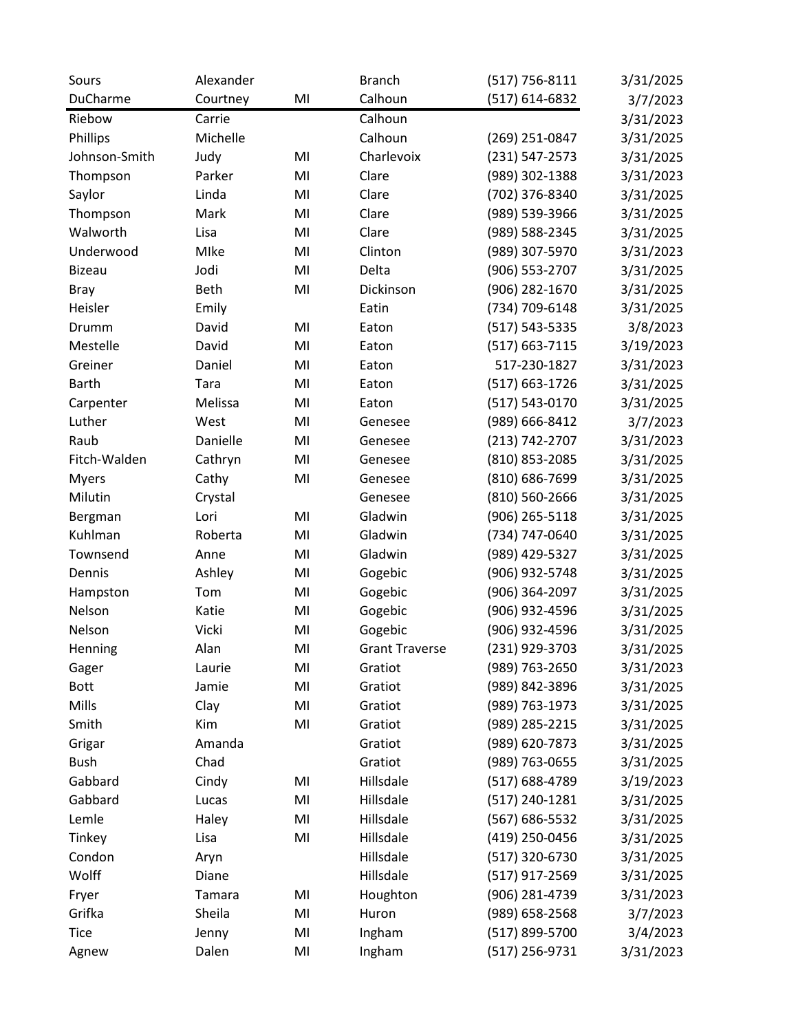| | | | | | |
|---|---|---|---|---|---|
| Sours | Alexander | | Branch | (517) 756-8111 | 3/31/2025 |
| DuCharme | Courtney | MI | Calhoun | (517) 614-6832 | 3/7/2023 |
| Riebow | Carrie | | Calhoun | | 3/31/2023 |
| Phillips | Michelle | | Calhoun | (269) 251-0847 | 3/31/2025 |
| Johnson-Smith | Judy | MI | Charlevoix | (231) 547-2573 | 3/31/2025 |
| Thompson | Parker | MI | Clare | (989) 302-1388 | 3/31/2023 |
| Saylor | Linda | MI | Clare | (702) 376-8340 | 3/31/2025 |
| Thompson | Mark | MI | Clare | (989) 539-3966 | 3/31/2025 |
| Walworth | Lisa | MI | Clare | (989) 588-2345 | 3/31/2025 |
| Underwood | MIke | MI | Clinton | (989) 307-5970 | 3/31/2023 |
| Bizeau | Jodi | MI | Delta | (906) 553-2707 | 3/31/2025 |
| Bray | Beth | MI | Dickinson | (906) 282-1670 | 3/31/2025 |
| Heisler | Emily | | Eatin | (734) 709-6148 | 3/31/2025 |
| Drumm | David | MI | Eaton | (517) 543-5335 | 3/8/2023 |
| Mestelle | David | MI | Eaton | (517) 663-7115 | 3/19/2023 |
| Greiner | Daniel | MI | Eaton | 517-230-1827 | 3/31/2023 |
| Barth | Tara | MI | Eaton | (517) 663-1726 | 3/31/2025 |
| Carpenter | Melissa | MI | Eaton | (517) 543-0170 | 3/31/2025 |
| Luther | West | MI | Genesee | (989) 666-8412 | 3/7/2023 |
| Raub | Danielle | MI | Genesee | (213) 742-2707 | 3/31/2023 |
| Fitch-Walden | Cathryn | MI | Genesee | (810) 853-2085 | 3/31/2025 |
| Myers | Cathy | MI | Genesee | (810) 686-7699 | 3/31/2025 |
| Milutin | Crystal | | Genesee | (810) 560-2666 | 3/31/2025 |
| Bergman | Lori | MI | Gladwin | (906) 265-5118 | 3/31/2025 |
| Kuhlman | Roberta | MI | Gladwin | (734) 747-0640 | 3/31/2025 |
| Townsend | Anne | MI | Gladwin | (989) 429-5327 | 3/31/2025 |
| Dennis | Ashley | MI | Gogebic | (906) 932-5748 | 3/31/2025 |
| Hampston | Tom | MI | Gogebic | (906) 364-2097 | 3/31/2025 |
| Nelson | Katie | MI | Gogebic | (906) 932-4596 | 3/31/2025 |
| Nelson | Vicki | MI | Gogebic | (906) 932-4596 | 3/31/2025 |
| Henning | Alan | MI | Grant Traverse | (231) 929-3703 | 3/31/2025 |
| Gager | Laurie | MI | Gratiot | (989) 763-2650 | 3/31/2023 |
| Bott | Jamie | MI | Gratiot | (989) 842-3896 | 3/31/2025 |
| Mills | Clay | MI | Gratiot | (989) 763-1973 | 3/31/2025 |
| Smith | Kim | MI | Gratiot | (989) 285-2215 | 3/31/2025 |
| Grigar | Amanda | | Gratiot | (989) 620-7873 | 3/31/2025 |
| Bush | Chad | | Gratiot | (989) 763-0655 | 3/31/2025 |
| Gabbard | Cindy | MI | Hillsdale | (517) 688-4789 | 3/19/2023 |
| Gabbard | Lucas | MI | Hillsdale | (517) 240-1281 | 3/31/2025 |
| Lemle | Haley | MI | Hillsdale | (567) 686-5532 | 3/31/2025 |
| Tinkey | Lisa | MI | Hillsdale | (419) 250-0456 | 3/31/2025 |
| Condon | Aryn | | Hillsdale | (517) 320-6730 | 3/31/2025 |
| Wolff | Diane | | Hillsdale | (517) 917-2569 | 3/31/2025 |
| Fryer | Tamara | MI | Houghton | (906) 281-4739 | 3/31/2023 |
| Grifka | Sheila | MI | Huron | (989) 658-2568 | 3/7/2023 |
| Tice | Jenny | MI | Ingham | (517) 899-5700 | 3/4/2023 |
| Agnew | Dalen | MI | Ingham | (517) 256-9731 | 3/31/2023 |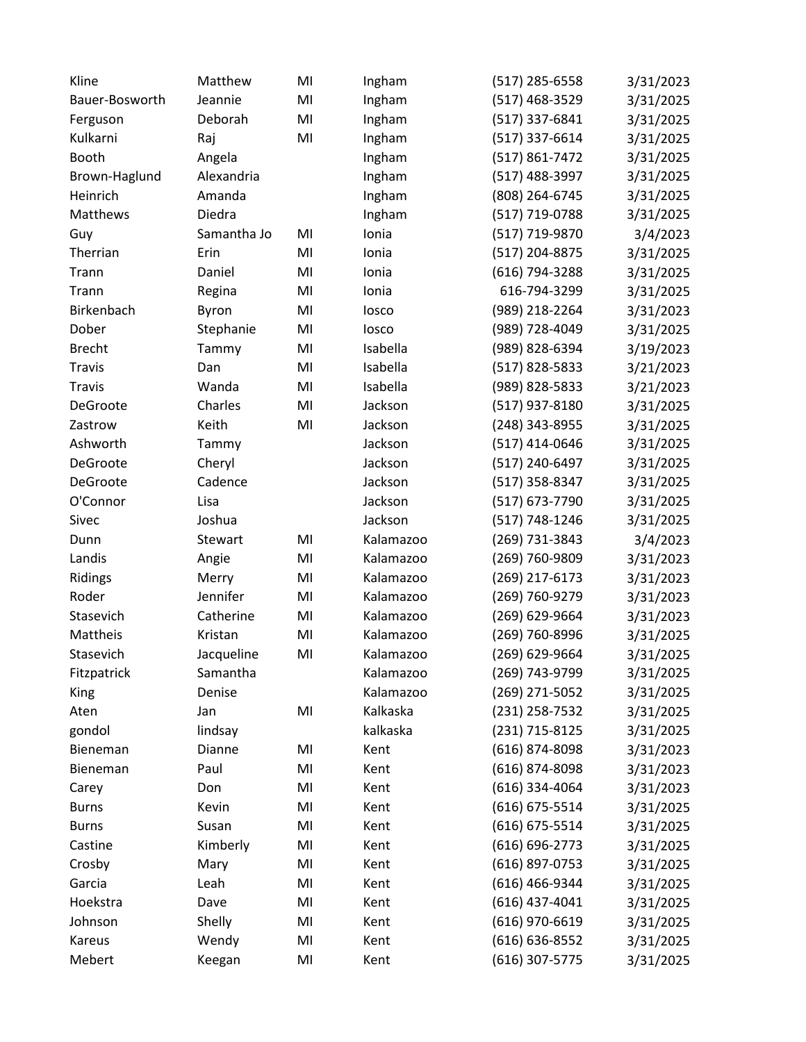| | | | | | |
|---|---|---|---|---|---|
| Kline | Matthew | MI | Ingham | (517) 285-6558 | 3/31/2023 |
| Bauer-Bosworth | Jeannie | MI | Ingham | (517) 468-3529 | 3/31/2025 |
| Ferguson | Deborah | MI | Ingham | (517) 337-6841 | 3/31/2025 |
| Kulkarni | Raj | MI | Ingham | (517) 337-6614 | 3/31/2025 |
| Booth | Angela | | Ingham | (517) 861-7472 | 3/31/2025 |
| Brown-Haglund | Alexandria | | Ingham | (517) 488-3997 | 3/31/2025 |
| Heinrich | Amanda | | Ingham | (808) 264-6745 | 3/31/2025 |
| Matthews | Diedra | | Ingham | (517) 719-0788 | 3/31/2025 |
| Guy | Samantha Jo | MI | Ionia | (517) 719-9870 | 3/4/2023 |
| Therrian | Erin | MI | Ionia | (517) 204-8875 | 3/31/2025 |
| Trann | Daniel | MI | Ionia | (616) 794-3288 | 3/31/2025 |
| Trann | Regina | MI | Ionia | 616-794-3299 | 3/31/2025 |
| Birkenbach | Byron | MI | Iosco | (989) 218-2264 | 3/31/2023 |
| Dober | Stephanie | MI | Iosco | (989) 728-4049 | 3/31/2025 |
| Brecht | Tammy | MI | Isabella | (989) 828-6394 | 3/19/2023 |
| Travis | Dan | MI | Isabella | (517) 828-5833 | 3/21/2023 |
| Travis | Wanda | MI | Isabella | (989) 828-5833 | 3/21/2023 |
| DeGroote | Charles | MI | Jackson | (517) 937-8180 | 3/31/2025 |
| Zastrow | Keith | MI | Jackson | (248) 343-8955 | 3/31/2025 |
| Ashworth | Tammy | | Jackson | (517) 414-0646 | 3/31/2025 |
| DeGroote | Cheryl | | Jackson | (517) 240-6497 | 3/31/2025 |
| DeGroote | Cadence | | Jackson | (517) 358-8347 | 3/31/2025 |
| O'Connor | Lisa | | Jackson | (517) 673-7790 | 3/31/2025 |
| Sivec | Joshua | | Jackson | (517) 748-1246 | 3/31/2025 |
| Dunn | Stewart | MI | Kalamazoo | (269) 731-3843 | 3/4/2023 |
| Landis | Angie | MI | Kalamazoo | (269) 760-9809 | 3/31/2023 |
| Ridings | Merry | MI | Kalamazoo | (269) 217-6173 | 3/31/2023 |
| Roder | Jennifer | MI | Kalamazoo | (269) 760-9279 | 3/31/2023 |
| Stasevich | Catherine | MI | Kalamazoo | (269) 629-9664 | 3/31/2023 |
| Mattheis | Kristan | MI | Kalamazoo | (269) 760-8996 | 3/31/2025 |
| Stasevich | Jacqueline | MI | Kalamazoo | (269) 629-9664 | 3/31/2025 |
| Fitzpatrick | Samantha | | Kalamazoo | (269) 743-9799 | 3/31/2025 |
| King | Denise | | Kalamazoo | (269) 271-5052 | 3/31/2025 |
| Aten | Jan | MI | Kalkaska | (231) 258-7532 | 3/31/2025 |
| gondol | lindsay | | kalkaska | (231) 715-8125 | 3/31/2025 |
| Bieneman | Dianne | MI | Kent | (616) 874-8098 | 3/31/2023 |
| Bieneman | Paul | MI | Kent | (616) 874-8098 | 3/31/2023 |
| Carey | Don | MI | Kent | (616) 334-4064 | 3/31/2023 |
| Burns | Kevin | MI | Kent | (616) 675-5514 | 3/31/2025 |
| Burns | Susan | MI | Kent | (616) 675-5514 | 3/31/2025 |
| Castine | Kimberly | MI | Kent | (616) 696-2773 | 3/31/2025 |
| Crosby | Mary | MI | Kent | (616) 897-0753 | 3/31/2025 |
| Garcia | Leah | MI | Kent | (616) 466-9344 | 3/31/2025 |
| Hoekstra | Dave | MI | Kent | (616) 437-4041 | 3/31/2025 |
| Johnson | Shelly | MI | Kent | (616) 970-6619 | 3/31/2025 |
| Kareus | Wendy | MI | Kent | (616) 636-8552 | 3/31/2025 |
| Mebert | Keegan | MI | Kent | (616) 307-5775 | 3/31/2025 |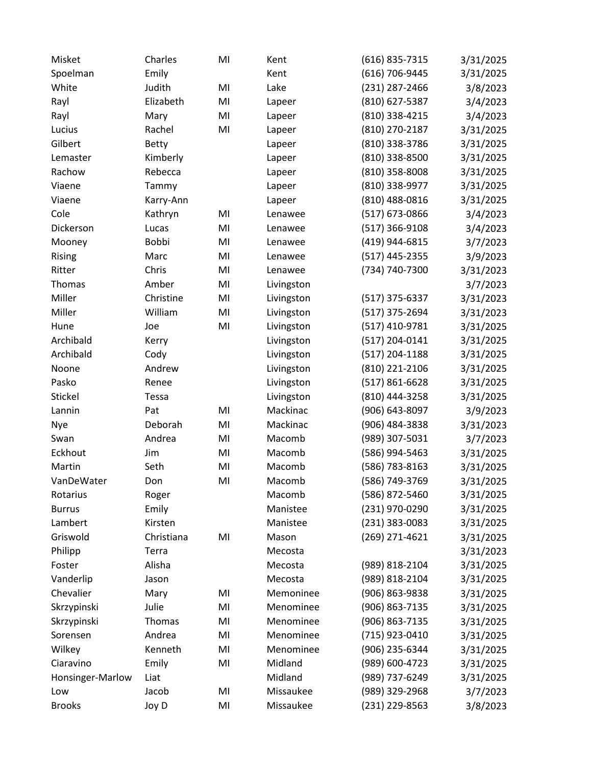| | | | | | |
|---|---|---|---|---|---|
| Misket | Charles | MI | Kent | (616) 835-7315 | 3/31/2025 |
| Spoelman | Emily | | Kent | (616) 706-9445 | 3/31/2025 |
| White | Judith | MI | Lake | (231) 287-2466 | 3/8/2023 |
| Rayl | Elizabeth | MI | Lapeer | (810) 627-5387 | 3/4/2023 |
| Rayl | Mary | MI | Lapeer | (810) 338-4215 | 3/4/2023 |
| Lucius | Rachel | MI | Lapeer | (810) 270-2187 | 3/31/2025 |
| Gilbert | Betty | | Lapeer | (810) 338-3786 | 3/31/2025 |
| Lemaster | Kimberly | | Lapeer | (810) 338-8500 | 3/31/2025 |
| Rachow | Rebecca | | Lapeer | (810) 358-8008 | 3/31/2025 |
| Viaene | Tammy | | Lapeer | (810) 338-9977 | 3/31/2025 |
| Viaene | Karry-Ann | | Lapeer | (810) 488-0816 | 3/31/2025 |
| Cole | Kathryn | MI | Lenawee | (517) 673-0866 | 3/4/2023 |
| Dickerson | Lucas | MI | Lenawee | (517) 366-9108 | 3/4/2023 |
| Mooney | Bobbi | MI | Lenawee | (419) 944-6815 | 3/7/2023 |
| Rising | Marc | MI | Lenawee | (517) 445-2355 | 3/9/2023 |
| Ritter | Chris | MI | Lenawee | (734) 740-7300 | 3/31/2023 |
| Thomas | Amber | MI | Livingston | | 3/7/2023 |
| Miller | Christine | MI | Livingston | (517) 375-6337 | 3/31/2023 |
| Miller | William | MI | Livingston | (517) 375-2694 | 3/31/2023 |
| Hune | Joe | MI | Livingston | (517) 410-9781 | 3/31/2025 |
| Archibald | Kerry | | Livingston | (517) 204-0141 | 3/31/2025 |
| Archibald | Cody | | Livingston | (517) 204-1188 | 3/31/2025 |
| Noone | Andrew | | Livingston | (810) 221-2106 | 3/31/2025 |
| Pasko | Renee | | Livingston | (517) 861-6628 | 3/31/2025 |
| Stickel | Tessa | | Livingston | (810) 444-3258 | 3/31/2025 |
| Lannin | Pat | MI | Mackinac | (906) 643-8097 | 3/9/2023 |
| Nye | Deborah | MI | Mackinac | (906) 484-3838 | 3/31/2023 |
| Swan | Andrea | MI | Macomb | (989) 307-5031 | 3/7/2023 |
| Eckhout | Jim | MI | Macomb | (586) 994-5463 | 3/31/2025 |
| Martin | Seth | MI | Macomb | (586) 783-8163 | 3/31/2025 |
| VanDeWater | Don | MI | Macomb | (586) 749-3769 | 3/31/2025 |
| Rotarius | Roger | | Macomb | (586) 872-5460 | 3/31/2025 |
| Burrus | Emily | | Manistee | (231) 970-0290 | 3/31/2025 |
| Lambert | Kirsten | | Manistee | (231) 383-0083 | 3/31/2025 |
| Griswold | Christiana | MI | Mason | (269) 271-4621 | 3/31/2025 |
| Philipp | Terra | | Mecosta | | 3/31/2023 |
| Foster | Alisha | | Mecosta | (989) 818-2104 | 3/31/2025 |
| Vanderlip | Jason | | Mecosta | (989) 818-2104 | 3/31/2025 |
| Chevalier | Mary | MI | Memoninee | (906) 863-9838 | 3/31/2025 |
| Skrzypinski | Julie | MI | Menominee | (906) 863-7135 | 3/31/2025 |
| Skrzypinski | Thomas | MI | Menominee | (906) 863-7135 | 3/31/2025 |
| Sorensen | Andrea | MI | Menominee | (715) 923-0410 | 3/31/2025 |
| Wilkey | Kenneth | MI | Menominee | (906) 235-6344 | 3/31/2025 |
| Ciaravino | Emily | MI | Midland | (989) 600-4723 | 3/31/2025 |
| Honsinger-Marlow | Liat | | Midland | (989) 737-6249 | 3/31/2025 |
| Low | Jacob | MI | Missaukee | (989) 329-2968 | 3/7/2023 |
| Brooks | Joy D | MI | Missaukee | (231) 229-8563 | 3/8/2023 |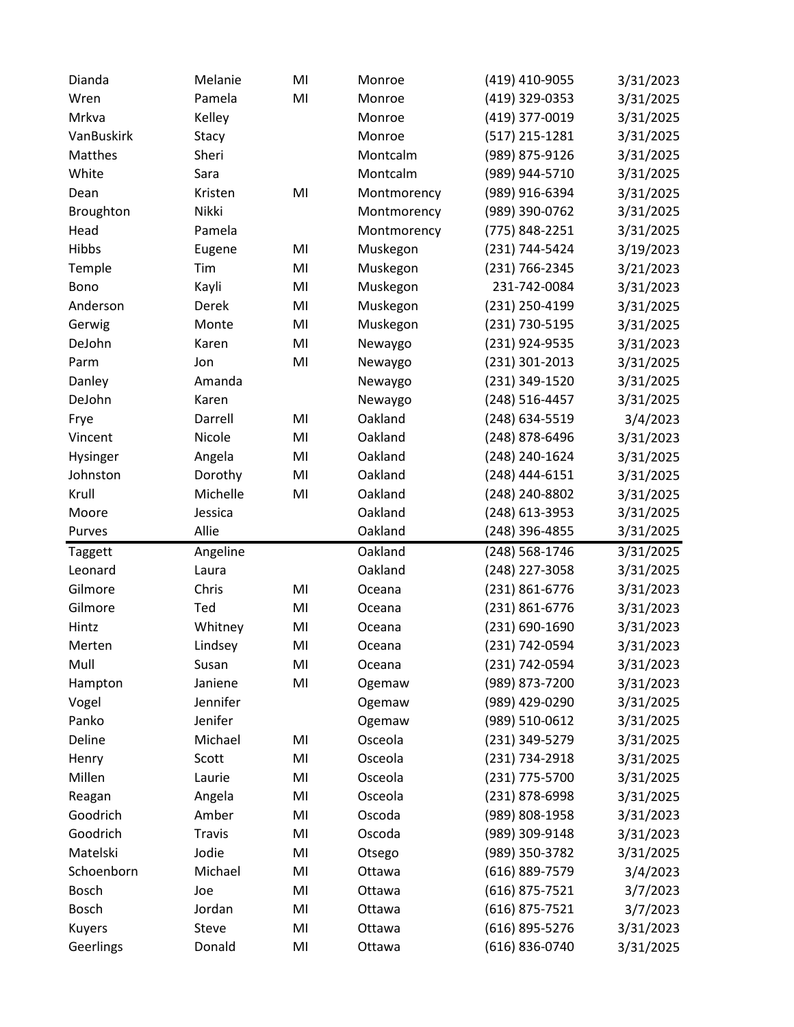| | | | | | |
|---|---|---|---|---|---|
| Dianda | Melanie | MI | Monroe | (419) 410-9055 | 3/31/2023 |
| Wren | Pamela | MI | Monroe | (419) 329-0353 | 3/31/2025 |
| Mrkva | Kelley | | Monroe | (419) 377-0019 | 3/31/2025 |
| VanBuskirk | Stacy | | Monroe | (517) 215-1281 | 3/31/2025 |
| Matthes | Sheri | | Montcalm | (989) 875-9126 | 3/31/2025 |
| White | Sara | | Montcalm | (989) 944-5710 | 3/31/2025 |
| Dean | Kristen | MI | Montmorency | (989) 916-6394 | 3/31/2025 |
| Broughton | Nikki | | Montmorency | (989) 390-0762 | 3/31/2025 |
| Head | Pamela | | Montmorency | (775) 848-2251 | 3/31/2025 |
| Hibbs | Eugene | MI | Muskegon | (231) 744-5424 | 3/19/2023 |
| Temple | Tim | MI | Muskegon | (231) 766-2345 | 3/21/2023 |
| Bono | Kayli | MI | Muskegon | 231-742-0084 | 3/31/2023 |
| Anderson | Derek | MI | Muskegon | (231) 250-4199 | 3/31/2025 |
| Gerwig | Monte | MI | Muskegon | (231) 730-5195 | 3/31/2025 |
| DeJohn | Karen | MI | Newaygo | (231) 924-9535 | 3/31/2023 |
| Parm | Jon | MI | Newaygo | (231) 301-2013 | 3/31/2025 |
| Danley | Amanda | | Newaygo | (231) 349-1520 | 3/31/2025 |
| DeJohn | Karen | | Newaygo | (248) 516-4457 | 3/31/2025 |
| Frye | Darrell | MI | Oakland | (248) 634-5519 | 3/4/2023 |
| Vincent | Nicole | MI | Oakland | (248) 878-6496 | 3/31/2023 |
| Hysinger | Angela | MI | Oakland | (248) 240-1624 | 3/31/2025 |
| Johnston | Dorothy | MI | Oakland | (248) 444-6151 | 3/31/2025 |
| Krull | Michelle | MI | Oakland | (248) 240-8802 | 3/31/2025 |
| Moore | Jessica | | Oakland | (248) 613-3953 | 3/31/2025 |
| Purves | Allie | | Oakland | (248) 396-4855 | 3/31/2025 |
| Taggett | Angeline | | Oakland | (248) 568-1746 | 3/31/2025 |
| Leonard | Laura | | Oakland | (248) 227-3058 | 3/31/2025 |
| Gilmore | Chris | MI | Oceana | (231) 861-6776 | 3/31/2023 |
| Gilmore | Ted | MI | Oceana | (231) 861-6776 | 3/31/2023 |
| Hintz | Whitney | MI | Oceana | (231) 690-1690 | 3/31/2023 |
| Merten | Lindsey | MI | Oceana | (231) 742-0594 | 3/31/2023 |
| Mull | Susan | MI | Oceana | (231) 742-0594 | 3/31/2023 |
| Hampton | Janiene | MI | Ogemaw | (989) 873-7200 | 3/31/2023 |
| Vogel | Jennifer | | Ogemaw | (989) 429-0290 | 3/31/2025 |
| Panko | Jenifer | | Ogemaw | (989) 510-0612 | 3/31/2025 |
| Deline | Michael | MI | Osceola | (231) 349-5279 | 3/31/2025 |
| Henry | Scott | MI | Osceola | (231) 734-2918 | 3/31/2025 |
| Millen | Laurie | MI | Osceola | (231) 775-5700 | 3/31/2025 |
| Reagan | Angela | MI | Osceola | (231) 878-6998 | 3/31/2025 |
| Goodrich | Amber | MI | Oscoda | (989) 808-1958 | 3/31/2023 |
| Goodrich | Travis | MI | Oscoda | (989) 309-9148 | 3/31/2023 |
| Matelski | Jodie | MI | Otsego | (989) 350-3782 | 3/31/2025 |
| Schoenborn | Michael | MI | Ottawa | (616) 889-7579 | 3/4/2023 |
| Bosch | Joe | MI | Ottawa | (616) 875-7521 | 3/7/2023 |
| Bosch | Jordan | MI | Ottawa | (616) 875-7521 | 3/7/2023 |
| Kuyers | Steve | MI | Ottawa | (616) 895-5276 | 3/31/2023 |
| Geerlings | Donald | MI | Ottawa | (616) 836-0740 | 3/31/2025 |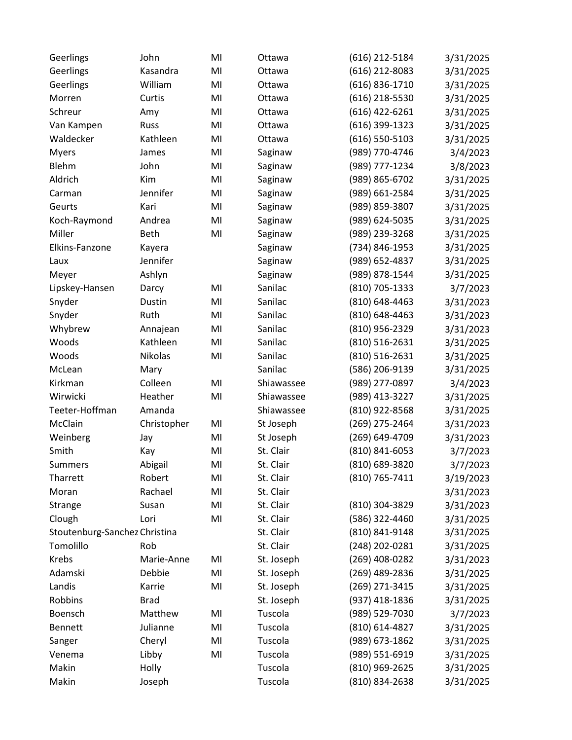| | | | | | |
|---|---|---|---|---|---|
| Geerlings | John | MI | Ottawa | (616) 212-5184 | 3/31/2025 |
| Geerlings | Kasandra | MI | Ottawa | (616) 212-8083 | 3/31/2025 |
| Geerlings | William | MI | Ottawa | (616) 836-1710 | 3/31/2025 |
| Morren | Curtis | MI | Ottawa | (616) 218-5530 | 3/31/2025 |
| Schreur | Amy | MI | Ottawa | (616) 422-6261 | 3/31/2025 |
| Van Kampen | Russ | MI | Ottawa | (616) 399-1323 | 3/31/2025 |
| Waldecker | Kathleen | MI | Ottawa | (616) 550-5103 | 3/31/2025 |
| Myers | James | MI | Saginaw | (989) 770-4746 | 3/4/2023 |
| Blehm | John | MI | Saginaw | (989) 777-1234 | 3/8/2023 |
| Aldrich | Kim | MI | Saginaw | (989) 865-6702 | 3/31/2025 |
| Carman | Jennifer | MI | Saginaw | (989) 661-2584 | 3/31/2025 |
| Geurts | Kari | MI | Saginaw | (989) 859-3807 | 3/31/2025 |
| Koch-Raymond | Andrea | MI | Saginaw | (989) 624-5035 | 3/31/2025 |
| Miller | Beth | MI | Saginaw | (989) 239-3268 | 3/31/2025 |
| Elkins-Fanzone | Kayera | | Saginaw | (734) 846-1953 | 3/31/2025 |
| Laux | Jennifer | | Saginaw | (989) 652-4837 | 3/31/2025 |
| Meyer | Ashlyn | | Saginaw | (989) 878-1544 | 3/31/2025 |
| Lipskey-Hansen | Darcy | MI | Sanilac | (810) 705-1333 | 3/7/2023 |
| Snyder | Dustin | MI | Sanilac | (810) 648-4463 | 3/31/2023 |
| Snyder | Ruth | MI | Sanilac | (810) 648-4463 | 3/31/2023 |
| Whybrew | Annajean | MI | Sanilac | (810) 956-2329 | 3/31/2023 |
| Woods | Kathleen | MI | Sanilac | (810) 516-2631 | 3/31/2025 |
| Woods | Nikolas | MI | Sanilac | (810) 516-2631 | 3/31/2025 |
| McLean | Mary | | Sanilac | (586) 206-9139 | 3/31/2025 |
| Kirkman | Colleen | MI | Shiawassee | (989) 277-0897 | 3/4/2023 |
| Wirwicki | Heather | MI | Shiawassee | (989) 413-3227 | 3/31/2025 |
| Teeter-Hoffman | Amanda | | Shiawassee | (810) 922-8568 | 3/31/2025 |
| McClain | Christopher | MI | St Joseph | (269) 275-2464 | 3/31/2023 |
| Weinberg | Jay | MI | St Joseph | (269) 649-4709 | 3/31/2023 |
| Smith | Kay | MI | St. Clair | (810) 841-6053 | 3/7/2023 |
| Summers | Abigail | MI | St. Clair | (810) 689-3820 | 3/7/2023 |
| Tharrett | Robert | MI | St. Clair | (810) 765-7411 | 3/19/2023 |
| Moran | Rachael | MI | St. Clair | | 3/31/2023 |
| Strange | Susan | MI | St. Clair | (810) 304-3829 | 3/31/2023 |
| Clough | Lori | MI | St. Clair | (586) 322-4460 | 3/31/2025 |
| Stoutenburg-Sanchez | Christina | | St. Clair | (810) 841-9148 | 3/31/2025 |
| Tomolillo | Rob | | St. Clair | (248) 202-0281 | 3/31/2025 |
| Krebs | Marie-Anne | MI | St. Joseph | (269) 408-0282 | 3/31/2023 |
| Adamski | Debbie | MI | St. Joseph | (269) 489-2836 | 3/31/2025 |
| Landis | Karrie | MI | St. Joseph | (269) 271-3415 | 3/31/2025 |
| Robbins | Brad | | St. Joseph | (937) 418-1836 | 3/31/2025 |
| Boensch | Matthew | MI | Tuscola | (989) 529-7030 | 3/7/2023 |
| Bennett | Julianne | MI | Tuscola | (810) 614-4827 | 3/31/2025 |
| Sanger | Cheryl | MI | Tuscola | (989) 673-1862 | 3/31/2025 |
| Venema | Libby | MI | Tuscola | (989) 551-6919 | 3/31/2025 |
| Makin | Holly | | Tuscola | (810) 969-2625 | 3/31/2025 |
| Makin | Joseph | | Tuscola | (810) 834-2638 | 3/31/2025 |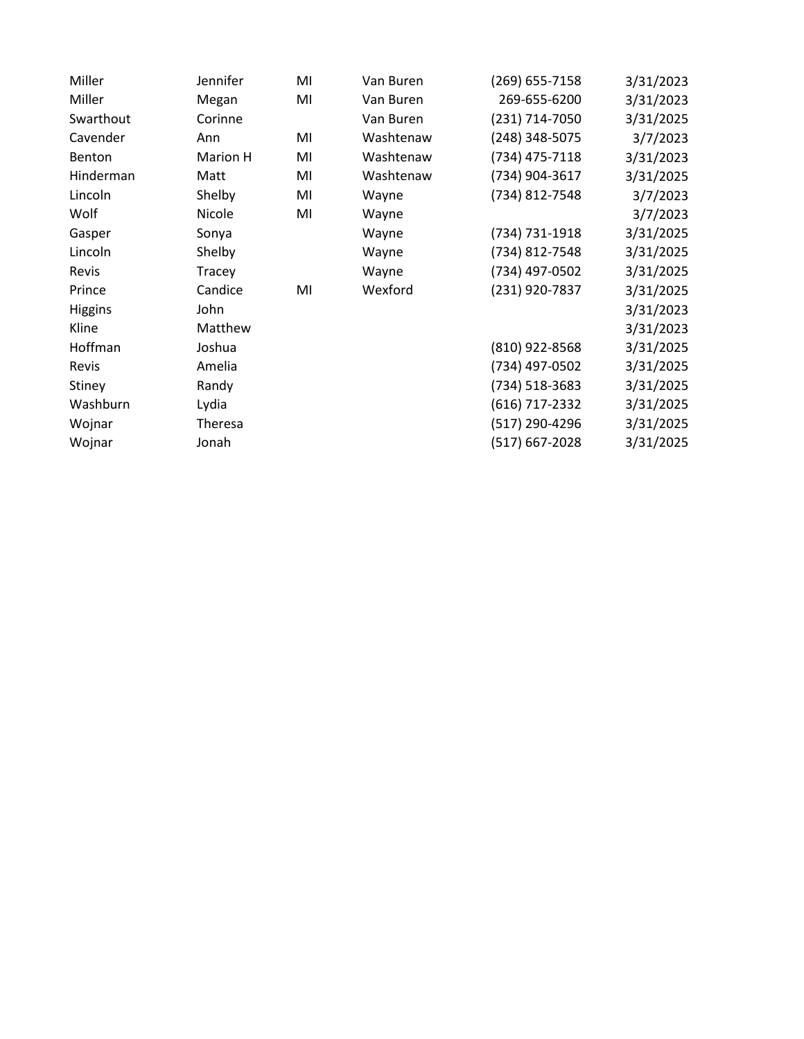| | | | | | |
|---|---|---|---|---|---|
| Miller | Jennifer | MI | Van Buren | (269) 655-7158 | 3/31/2023 |
| Miller | Megan | MI | Van Buren | 269-655-6200 | 3/31/2023 |
| Swarthout | Corinne | | Van Buren | (231) 714-7050 | 3/31/2025 |
| Cavender | Ann | MI | Washtenaw | (248) 348-5075 | 3/7/2023 |
| Benton | Marion H | MI | Washtenaw | (734) 475-7118 | 3/31/2023 |
| Hinderman | Matt | MI | Washtenaw | (734) 904-3617 | 3/31/2025 |
| Lincoln | Shelby | MI | Wayne | (734) 812-7548 | 3/7/2023 |
| Wolf | Nicole | MI | Wayne | | 3/7/2023 |
| Gasper | Sonya | | Wayne | (734) 731-1918 | 3/31/2025 |
| Lincoln | Shelby | | Wayne | (734) 812-7548 | 3/31/2025 |
| Revis | Tracey | | Wayne | (734) 497-0502 | 3/31/2025 |
| Prince | Candice | MI | Wexford | (231) 920-7837 | 3/31/2025 |
| Higgins | John | | | | 3/31/2023 |
| Kline | Matthew | | | | 3/31/2023 |
| Hoffman | Joshua | | | (810) 922-8568 | 3/31/2025 |
| Revis | Amelia | | | (734) 497-0502 | 3/31/2025 |
| Stiney | Randy | | | (734) 518-3683 | 3/31/2025 |
| Washburn | Lydia | | | (616) 717-2332 | 3/31/2025 |
| Wojnar | Theresa | | | (517) 290-4296 | 3/31/2025 |
| Wojnar | Jonah | | | (517) 667-2028 | 3/31/2025 |